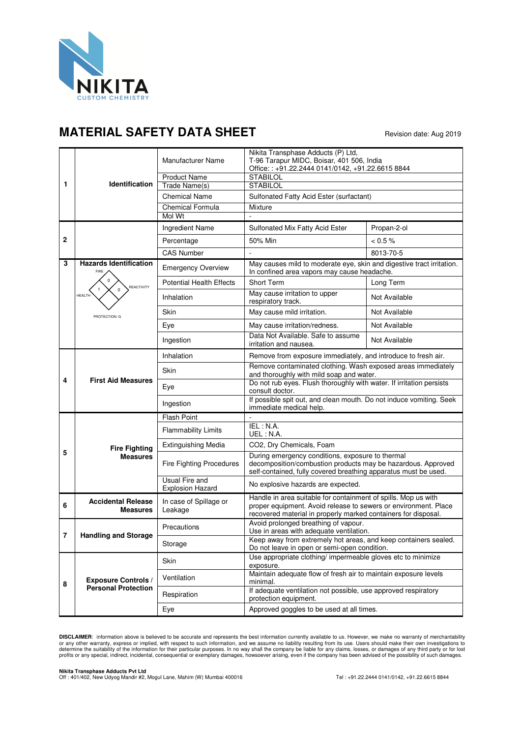NIKITA
CUSTOM CHEMISTRY

# MATERIAL SAFETY DATA SHEET

Revision date: Aug 2019

| | | | | |
|---|---|---|---|---|
| 1 | Identification | Manufacturer Name | Nikita Transphase Adducts (P) Ltd, T-96 Tarapur MIDC, Boisar, 401 506, India Office: : +91.22.2444 0141/0142, +91.22.6615 8844 | |
| | | Product Name | STABILOL | |
| | | Trade Name(s) | STABILOL | |
| | | Chemical Name | Sulfonated Fatty Acid Ester (surfactant) | |
| | | Chemical Formula | Mixture | |
| | | Mol Wt | - | |
| 2 | | Ingredient Name | Sulfonated Mix Fatty Acid Ester | Propan-2-ol |
| | | Percentage | 50% Min | < 0.5 % |
| | | CAS Number | - | 8013-70-5 |
| 3 | Hazards Identification (FIRE: 0, HEALTH: 1, REACTIVITY: 0, PROTECTION: G) | Emergency Overview | May causes mild to moderate eye, skin and digestive tract irritation. In confined area vapors may cause headache. | |
| | | Potential Health Effects | Short Term | Long Term |
| | | Inhalation | May cause irritation to upper respiratory track. | Not Available |
| | | Skin | May cause mild irritation. | Not Available |
| | | Eye | May cause irritation/redness. | Not Available |
| | | Ingestion | Data Not Available. Safe to assume irritation and nausea. | Not Available |
| 4 | First Aid Measures | Inhalation | Remove from exposure immediately, and introduce to fresh air. | |
| | | Skin | Remove contaminated clothing. Wash exposed areas immediately and thoroughly with mild soap and water. | |
| | | Eye | Do not rub eyes. Flush thoroughly with water. If irritation persists consult doctor. | |
| | | Ingestion | If possible spit out, and clean mouth. Do not induce vomiting. Seek immediate medical help. | |
| 5 | Fire Fighting Measures | Flash Point | - | |
| | | Flammability Limits | IEL : N.A. UEL : N.A. | |
| | | Extinguishing Media | $CO_2$, Dry Chemicals, Foam | |
| | | Fire Fighting Procedures | During emergency conditions, exposure to thermal decomposition/combustion products may be hazardous. Approved self-contained, fully covered breathing apparatus must be used. | |
| | | Usual Fire and Explosion Hazard | No explosive hazards are expected. | |
| 6 | Accidental Release Measures | In case of Spillage or Leakage | Handle in area suitable for containment of spills. Mop us with proper equipment. Avoid release to sewers or environment. Place recovered material in properly marked containers for disposal. | |
| 7 | Handling and Storage | Precautions | Avoid prolonged breathing of vapour. Use in areas with adequate ventilation. | |
| | | Storage | Keep away from extremely hot areas, and keep containers sealed. Do not leave in open or semi-open condition. | |
| 8 | Exposure Controls / Personal Protection | Skin | Use appropriate clothing/ impermeable gloves etc to minimize exposure. | |
| | | Ventilation | Maintain adequate flow of fresh air to maintain exposure levels minimal. | |
| | | Respiration | If adequate ventilation not possible, use approved respiratory protection equipment. | |
| | | Eye | Approved goggles to be used at all times. | |

**DISCLAIMER**: information above is believed to be accurate and represents the best information currently available to us. However, we make no warranty of merchantability or any other warranty, express or implied, with respect to such information, and we assume no liability resulting from its use. Users should make their own investigations to determine the suitability of the information for their particular purposes. In no way shall the company be liable for any claims, losses, or damages of any third party or for lost profits or any special, indirect, incidental, consequential or exemplary damages, howsoever arising, even if the company has been advised of the possibility of such damages.

**Nikita Transphase Adducts Pvt Ltd**
Off : 401/402, New Udyog Mandir #2, Mogul Lane, Mahim (W) Mumbai 400016
Tel : +91.22.2444 0141/0142, +91.22.6615 8844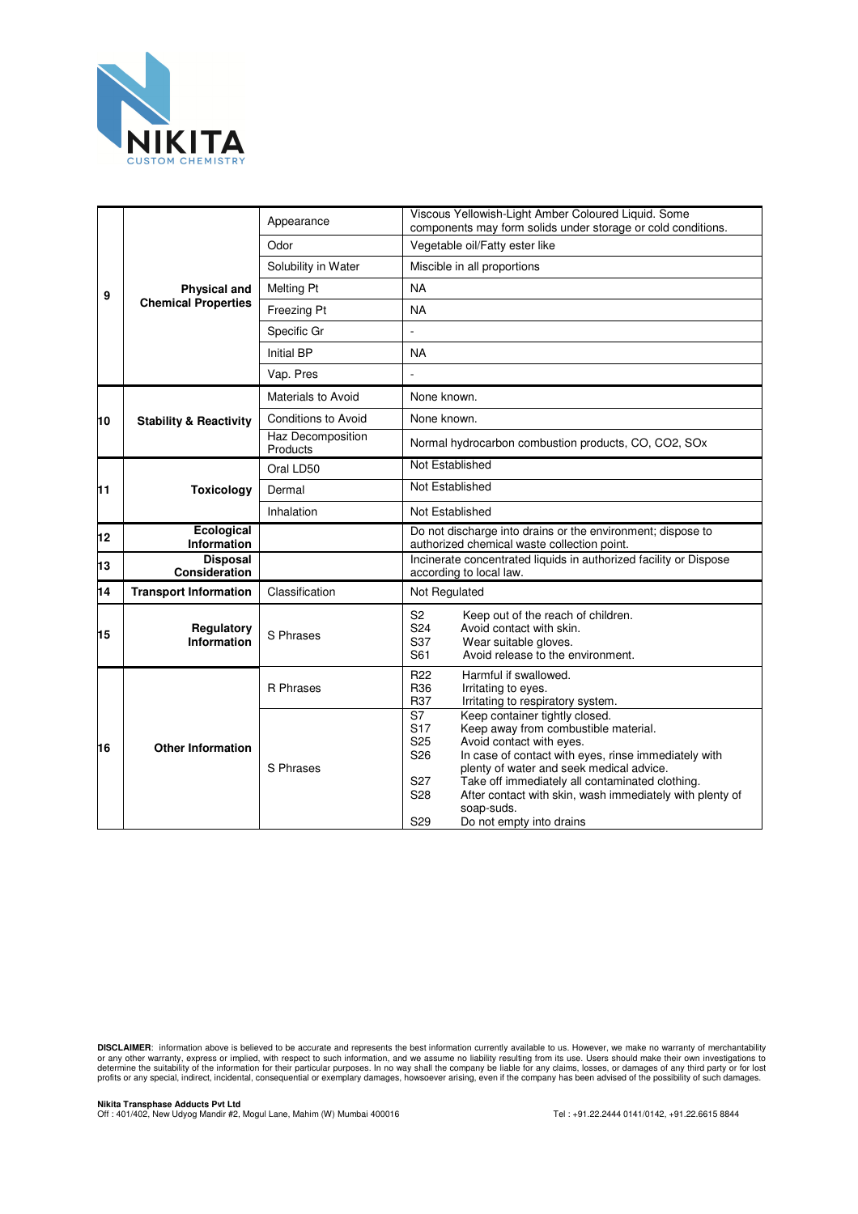| | | | |
|---|---|---|---|
| 9 | **Physical and Chemical Properties** | Appearance | Viscous Yellowish-Light Amber Coloured Liquid. Some components may form solids under storage or cold conditions. |
| | | Odor | Vegetable oil/Fatty ester like |
| | | Solubility in Water | Miscible in all proportions |
| | | Melting Pt | NA |
| | | Freezing Pt | NA |
| | | Specific Gr | - |
| | | Initial BP | NA |
| | | Vap. Pres | - |
| 10 | **Stability & Reactivity** | Materials to Avoid | None known. |
| | | Conditions to Avoid | None known. |
| | | Haz Decomposition Products | Normal hydrocarbon combustion products, CO, CO2, SOx |
| 11 | **Toxicology** | Oral LD50 | Not Established |
| | | Dermal | Not Established |
| | | Inhalation | Not Established |
| 12 | **Ecological Information** | | Do not discharge into drains or the environment; dispose to authorized chemical waste collection point. |
| 13 | **Disposal Consideration** | | Incinerate concentrated liquids in authorized facility or Dispose according to local law. |
| 14 | **Transport Information** | Classification | Not Regulated |
| 15 | **Regulatory Information** | S Phrases | S2 Keep out of the reach of children.<br>S24 Avoid contact with skin.<br>S37 Wear suitable gloves.<br>S61 Avoid release to the environment. |
| 16 | **Other Information** | R Phrases | R22 Harmful if swallowed.<br>R36 Irritating to eyes.<br>R37 Irritating to respiratory system. |
| | | S Phrases | S7 Keep container tightly closed.<br>S17 Keep away from combustible material.<br>S25 Avoid contact with eyes.<br>S26 In case of contact with eyes, rinse immediately with plenty of water and seek medical advice.<br>S27 Take off immediately all contaminated clothing.<br>S28 After contact with skin, wash immediately with plenty of soap-suds.<br>S29 Do not empty into drains |

**DISCLAIMER**: information above is believed to be accurate and represents the best information currently available to us. However, we make no warranty of merchantability or any other warranty, express or implied, with respect to such information, and we assume no liability resulting from its use. Users should make their own investigations to determine the suitability of the information for their particular purposes. In no way shall the company be liable for any claims, losses, or damages of any third party or for lost profits or any special, indirect, incidental, consequential or exemplary damages, howsoever arising, even if the company has been advised of the possibility of such damages.